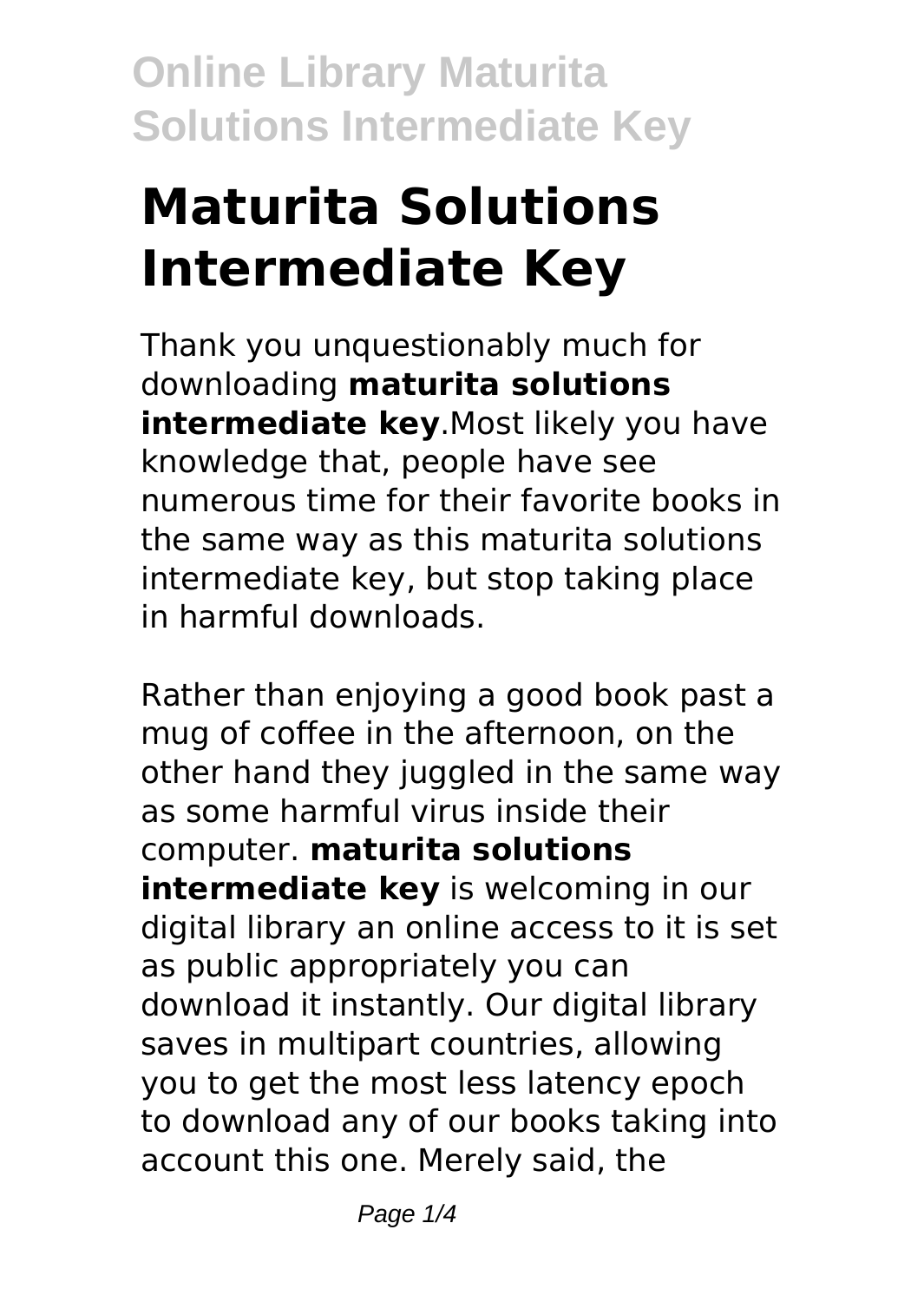# Maturita Solutions Intermediate Key

Thank you unquestionably much for downloading **maturita solutions intermediate key**.Most likely you have knowledge that, people have see numerous time for their favorite books in the same way as this maturita solutions intermediate key, but stop taking place in harmful downloads.

Rather than enjoying a good book past a mug of coffee in the afternoon, on the other hand they juggled in the same way as some harmful virus inside their computer. **maturita solutions intermediate key** is welcoming in our digital library an online access to it is set as public appropriately you can download it instantly. Our digital library saves in multipart countries, allowing you to get the most less latency epoch to download any of our books taking into account this one. Merely said, the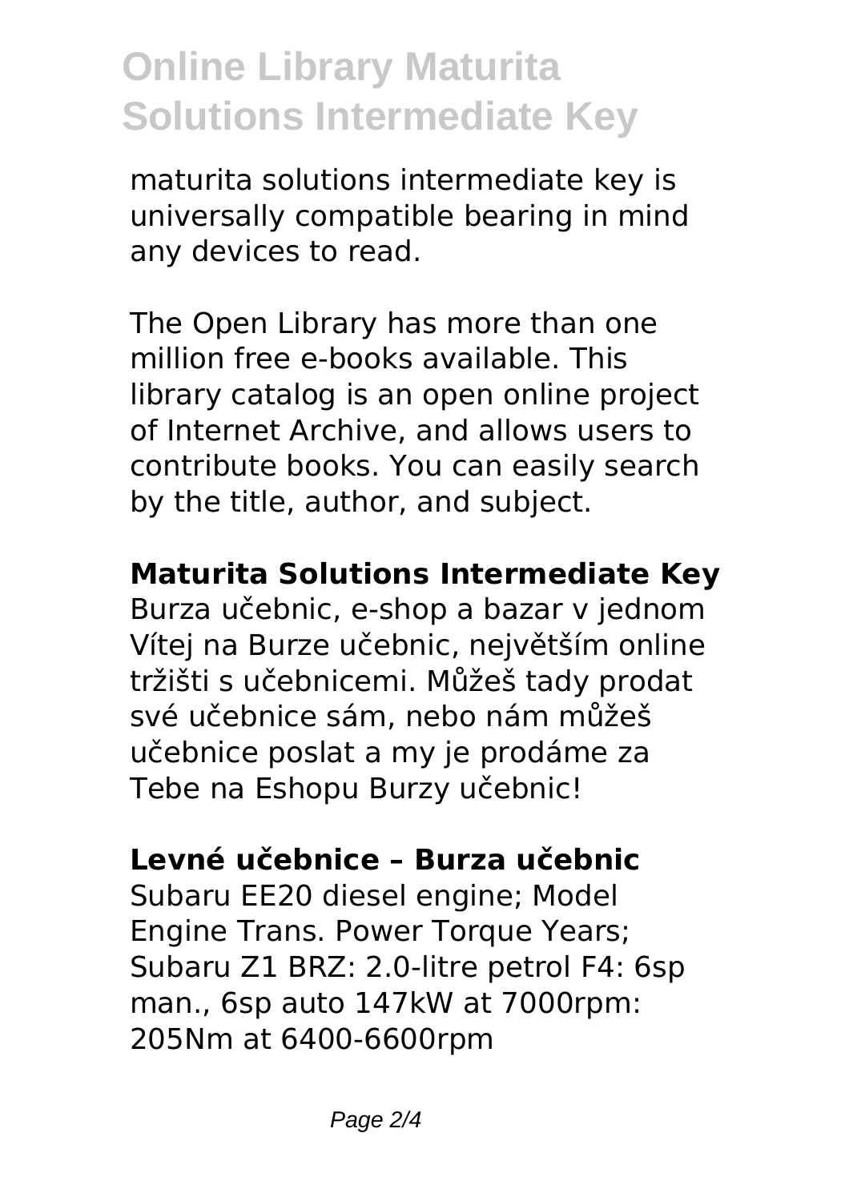maturita solutions intermediate key is universally compatible bearing in mind any devices to read.

The Open Library has more than one million free e-books available. This library catalog is an open online project of Internet Archive, and allows users to contribute books. You can easily search by the title, author, and subject.

**Maturita Solutions Intermediate Key**

Burza učebnic, e-shop a bazar v jednom Vítej na Burze učebnic, největším online tržišti s učebnicemi. Můžeš tady prodat své učebnice sám, nebo nám můžeš učebnice poslat a my je prodáme za Tebe na Eshopu Burzy učebnic!

**Levné učebnice – Burza učebnic**

Subaru EE20 diesel engine; Model Engine Trans. Power Torque Years; Subaru Z1 BRZ: 2.0-litre petrol F4: 6sp man., 6sp auto 147kW at 7000rpm: 205Nm at 6400-6600rpm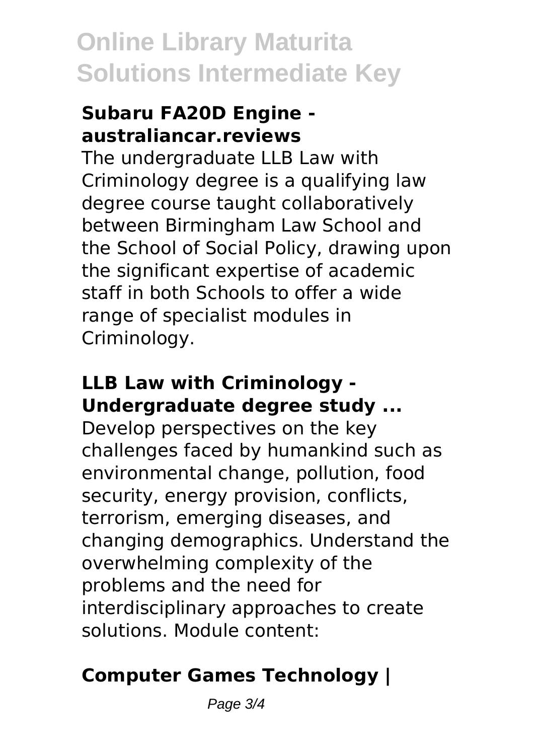### Subaru FA20D Engine - australiancar.reviews

The undergraduate LLB Law with Criminology degree is a qualifying law degree course taught collaboratively between Birmingham Law School and the School of Social Policy, drawing upon the significant expertise of academic staff in both Schools to offer a wide range of specialist modules in Criminology.

### LLB Law with Criminology - Undergraduate degree study ...

Develop perspectives on the key challenges faced by humankind such as environmental change, pollution, food security, energy provision, conflicts, terrorism, emerging diseases, and changing demographics. Understand the overwhelming complexity of the problems and the need for interdisciplinary approaches to create solutions. Module content:

### Computer Games Technology |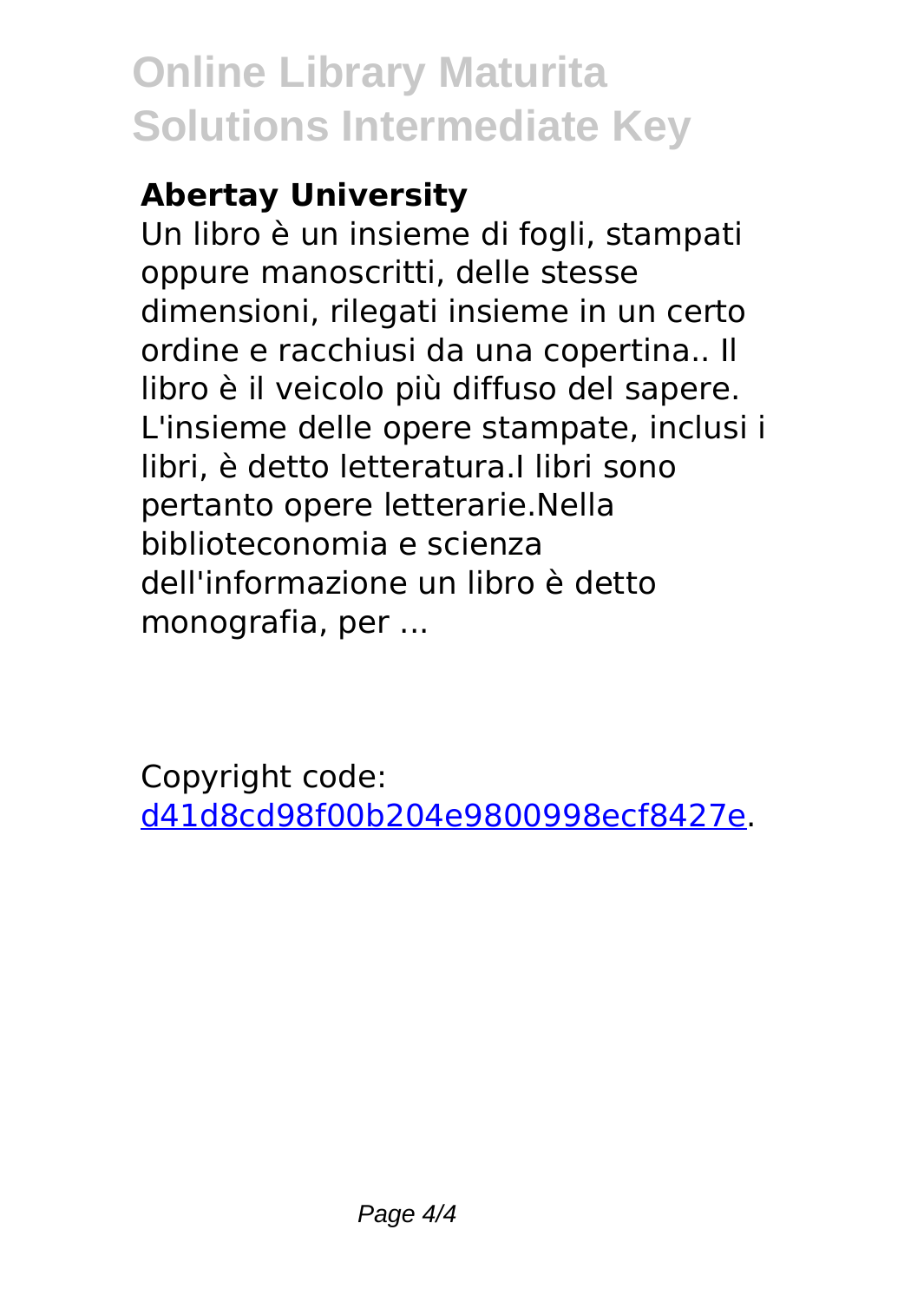**Abertay University**

Un libro è un insieme di fogli, stampati oppure manoscritti, delle stesse dimensioni, rilegati insieme in un certo ordine e racchiusi da una copertina.. Il libro è il veicolo più diffuso del sapere. L'insieme delle opere stampate, inclusi i libri, è detto letteratura.I libri sono pertanto opere letterarie.Nella biblioteconomia e scienza dell'informazione un libro è detto monografia, per ...

Copyright code: d41d8cd98f00b204e9800998ecf8427e.